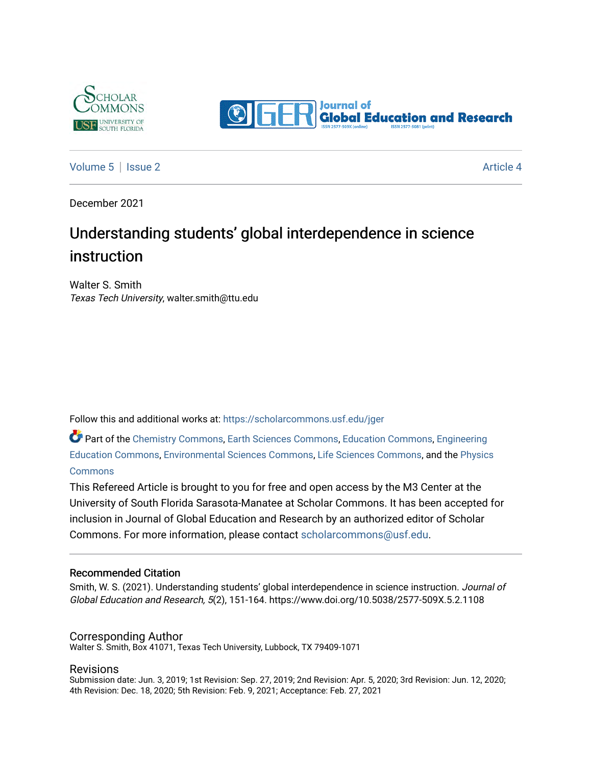Volume 5 | Issue 2

Article 4

December 2021

# Understanding students' global interdependence in science instruction

Walter S. Smith
*Texas Tech University*, walter.smith@ttu.edu

Follow this and additional works at: https://scholarcommons.usf.edu/jger

Part of the Chemistry Commons, Earth Sciences Commons, Education Commons, Engineering Education Commons, Environmental Sciences Commons, Life Sciences Commons, and the Physics Commons

This Refereed Article is brought to you for free and open access by the M3 Center at the University of South Florida Sarasota-Manatee at Scholar Commons. It has been accepted for inclusion in Journal of Global Education and Research by an authorized editor of Scholar Commons. For more information, please contact scholarcommons@usf.edu.

## Recommended Citation

Smith, W. S. (2021). Understanding students' global interdependence in science instruction. *Journal of Global Education and Research, 5*(2), 151-164. https://www.doi.org/10.5038/2577-509X.5.2.1108

## Corresponding Author

Walter S. Smith, Box 41071, Texas Tech University, Lubbock, TX 79409-1071

## Revisions

Submission date: Jun. 3, 2019; 1st Revision: Sep. 27, 2019; 2nd Revision: Apr. 5, 2020; 3rd Revision: Jun. 12, 2020; 4th Revision: Dec. 18, 2020; 5th Revision: Feb. 9, 2021; Acceptance: Feb. 27, 2021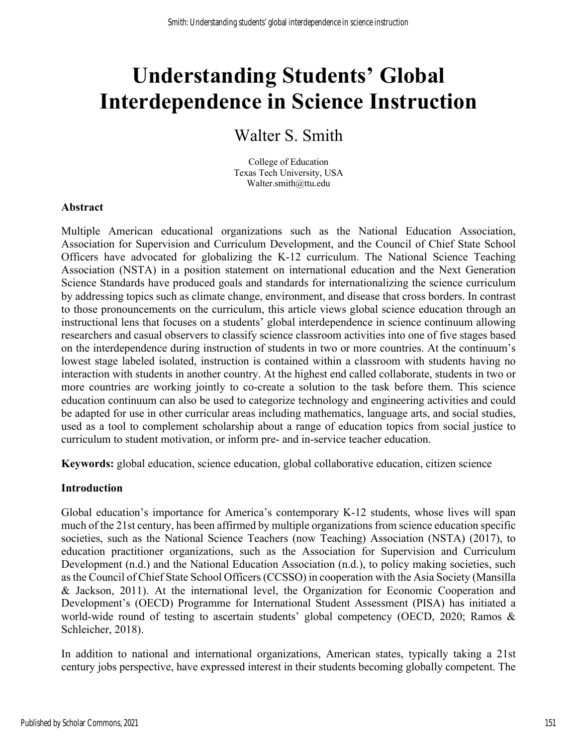# Understanding Students' Global Interdependence in Science Instruction

Walter S. Smith

College of Education
Texas Tech University, USA
Walter.smith@ttu.edu

### Abstract

Multiple American educational organizations such as the National Education Association, Association for Supervision and Curriculum Development, and the Council of Chief State School Officers have advocated for globalizing the K-12 curriculum. The National Science Teaching Association (NSTA) in a position statement on international education and the Next Generation Science Standards have produced goals and standards for internationalizing the science curriculum by addressing topics such as climate change, environment, and disease that cross borders. In contrast to those pronouncements on the curriculum, this article views global science education through an instructional lens that focuses on a students' global interdependence in science continuum allowing researchers and casual observers to classify science classroom activities into one of five stages based on the interdependence during instruction of students in two or more countries. At the continuum's lowest stage labeled isolated, instruction is contained within a classroom with students having no interaction with students in another country. At the highest end called collaborate, students in two or more countries are working jointly to co-create a solution to the task before them. This science education continuum can also be used to categorize technology and engineering activities and could be adapted for use in other curricular areas including mathematics, language arts, and social studies, used as a tool to complement scholarship about a range of education topics from social justice to curriculum to student motivation, or inform pre- and in-service teacher education.

**Keywords:** global education, science education, global collaborative education, citizen science

### Introduction

Global education's importance for America's contemporary K-12 students, whose lives will span much of the 21st century, has been affirmed by multiple organizations from science education specific societies, such as the National Science Teachers (now Teaching) Association (NSTA) (2017), to education practitioner organizations, such as the Association for Supervision and Curriculum Development (n.d.) and the National Education Association (n.d.), to policy making societies, such as the Council of Chief State School Officers (CCSSO) in cooperation with the Asia Society (Mansilla & Jackson, 2011). At the international level, the Organization for Economic Cooperation and Development's (OECD) Programme for International Student Assessment (PISA) has initiated a world-wide round of testing to ascertain students' global competency (OECD, 2020; Ramos & Schleicher, 2018).

In addition to national and international organizations, American states, typically taking a 21st century jobs perspective, have expressed interest in their students becoming globally competent. The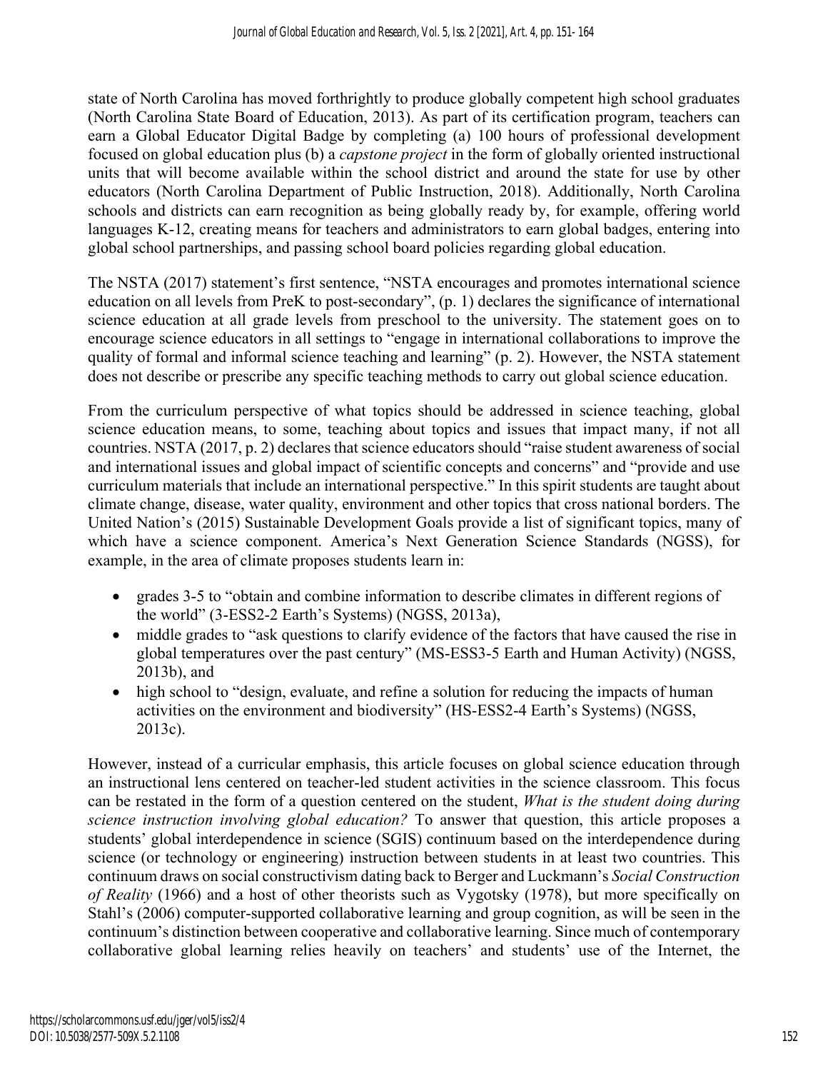state of North Carolina has moved forthrightly to produce globally competent high school graduates (North Carolina State Board of Education, 2013). As part of its certification program, teachers can earn a Global Educator Digital Badge by completing (a) 100 hours of professional development focused on global education plus (b) a *capstone project* in the form of globally oriented instructional units that will become available within the school district and around the state for use by other educators (North Carolina Department of Public Instruction, 2018). Additionally, North Carolina schools and districts can earn recognition as being globally ready by, for example, offering world languages K-12, creating means for teachers and administrators to earn global badges, entering into global school partnerships, and passing school board policies regarding global education.

The NSTA (2017) statement's first sentence, "NSTA encourages and promotes international science education on all levels from PreK to post-secondary", (p. 1) declares the significance of international science education at all grade levels from preschool to the university. The statement goes on to encourage science educators in all settings to "engage in international collaborations to improve the quality of formal and informal science teaching and learning" (p. 2). However, the NSTA statement does not describe or prescribe any specific teaching methods to carry out global science education.

From the curriculum perspective of what topics should be addressed in science teaching, global science education means, to some, teaching about topics and issues that impact many, if not all countries. NSTA (2017, p. 2) declares that science educators should "raise student awareness of social and international issues and global impact of scientific concepts and concerns" and "provide and use curriculum materials that include an international perspective." In this spirit students are taught about climate change, disease, water quality, environment and other topics that cross national borders. The United Nation's (2015) Sustainable Development Goals provide a list of significant topics, many of which have a science component. America's Next Generation Science Standards (NGSS), for example, in the area of climate proposes students learn in:

- grades 3-5 to "obtain and combine information to describe climates in different regions of the world" (3-ESS2-2 Earth's Systems) (NGSS, 2013a),
- middle grades to "ask questions to clarify evidence of the factors that have caused the rise in global temperatures over the past century" (MS-ESS3-5 Earth and Human Activity) (NGSS, 2013b), and
- high school to "design, evaluate, and refine a solution for reducing the impacts of human activities on the environment and biodiversity" (HS-ESS2-4 Earth's Systems) (NGSS, 2013c).

However, instead of a curricular emphasis, this article focuses on global science education through an instructional lens centered on teacher-led student activities in the science classroom. This focus can be restated in the form of a question centered on the student, *What is the student doing during science instruction involving global education?* To answer that question, this article proposes a students' global interdependence in science (SGIS) continuum based on the interdependence during science (or technology or engineering) instruction between students in at least two countries. This continuum draws on social constructivism dating back to Berger and Luckmann's *Social Construction of Reality* (1966) and a host of other theorists such as Vygotsky (1978), but more specifically on Stahl's (2006) computer-supported collaborative learning and group cognition, as will be seen in the continuum's distinction between cooperative and collaborative learning. Since much of contemporary collaborative global learning relies heavily on teachers' and students' use of the Internet, the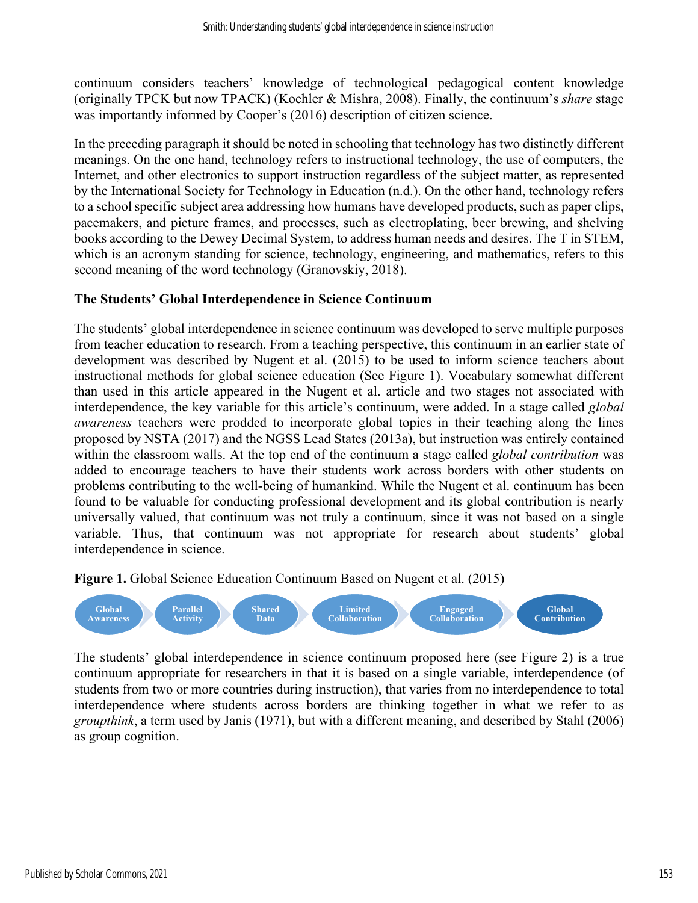continuum considers teachers' knowledge of technological pedagogical content knowledge (originally TPCK but now TPACK) (Koehler & Mishra, 2008). Finally, the continuum's *share* stage was importantly informed by Cooper's (2016) description of citizen science.

In the preceding paragraph it should be noted in schooling that technology has two distinctly different meanings. On the one hand, technology refers to instructional technology, the use of computers, the Internet, and other electronics to support instruction regardless of the subject matter, as represented by the International Society for Technology in Education (n.d.). On the other hand, technology refers to a school specific subject area addressing how humans have developed products, such as paper clips, pacemakers, and picture frames, and processes, such as electroplating, beer brewing, and shelving books according to the Dewey Decimal System, to address human needs and desires. The T in STEM, which is an acronym standing for science, technology, engineering, and mathematics, refers to this second meaning of the word technology (Granovskiy, 2018).

## The Students' Global Interdependence in Science Continuum

The students' global interdependence in science continuum was developed to serve multiple purposes from teacher education to research. From a teaching perspective, this continuum in an earlier state of development was described by Nugent et al. (2015) to be used to inform science teachers about instructional methods for global science education (See Figure 1). Vocabulary somewhat different than used in this article appeared in the Nugent et al. article and two stages not associated with interdependence, the key variable for this article's continuum, were added. In a stage called *global awareness* teachers were prodded to incorporate global topics in their teaching along the lines proposed by NSTA (2017) and the NGSS Lead States (2013a), but instruction was entirely contained within the classroom walls. At the top end of the continuum a stage called *global contribution* was added to encourage teachers to have their students work across borders with other students on problems contributing to the well-being of humankind. While the Nugent et al. continuum has been found to be valuable for conducting professional development and its global contribution is nearly universally valued, that continuum was not truly a continuum, since it was not based on a single variable. Thus, that continuum was not appropriate for research about students' global interdependence in science.

**Figure 1.** Global Science Education Continuum Based on Nugent et al. (2015)

Global Awareness → Parallel Activity → Shared Data → Limited Collaboration → Engaged Collaboration → Global Contribution

The students' global interdependence in science continuum proposed here (see Figure 2) is a true continuum appropriate for researchers in that it is based on a single variable, interdependence (of students from two or more countries during instruction), that varies from no interdependence to total interdependence where students across borders are thinking together in what we refer to as *groupthink*, a term used by Janis (1971), but with a different meaning, and described by Stahl (2006) as group cognition.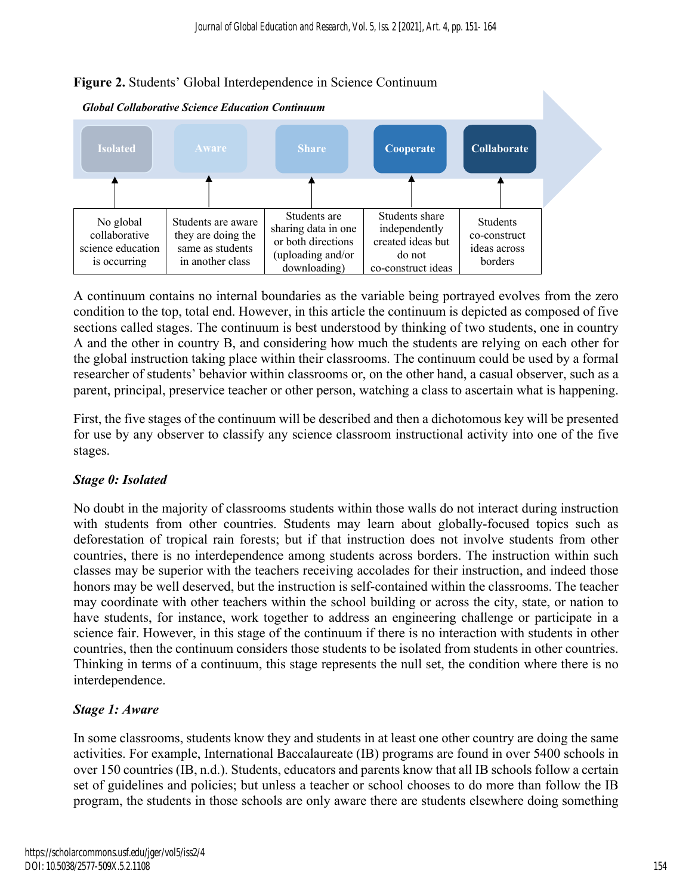**Figure 2.** Students' Global Interdependence in Science Continuum

***Global Collaborative Science Education Continuum***

| Isolated | Aware | Share | Cooperate | Collaborate |
|---|---|---|---|---|
| No global collaborative science education is occurring | Students are aware they are doing the same as students in another class | Students are sharing data in one or both directions (uploading and/or downloading) | Students share independently created ideas but do not co-construct ideas | Students co-construct ideas across borders |

A continuum contains no internal boundaries as the variable being portrayed evolves from the zero condition to the top, total end. However, in this article the continuum is depicted as composed of five sections called stages. The continuum is best understood by thinking of two students, one in country A and the other in country B, and considering how much the students are relying on each other for the global instruction taking place within their classrooms. The continuum could be used by a formal researcher of students' behavior within classrooms or, on the other hand, a casual observer, such as a parent, principal, preservice teacher or other person, watching a class to ascertain what is happening.

First, the five stages of the continuum will be described and then a dichotomous key will be presented for use by any observer to classify any science classroom instructional activity into one of the five stages.

### *Stage 0: Isolated*

No doubt in the majority of classrooms students within those walls do not interact during instruction with students from other countries. Students may learn about globally-focused topics such as deforestation of tropical rain forests; but if that instruction does not involve students from other countries, there is no interdependence among students across borders. The instruction within such classes may be superior with the teachers receiving accolades for their instruction, and indeed those honors may be well deserved, but the instruction is self-contained within the classrooms. The teacher may coordinate with other teachers within the school building or across the city, state, or nation to have students, for instance, work together to address an engineering challenge or participate in a science fair. However, in this stage of the continuum if there is no interaction with students in other countries, then the continuum considers those students to be isolated from students in other countries. Thinking in terms of a continuum, this stage represents the null set, the condition where there is no interdependence.

### *Stage 1: Aware*

In some classrooms, students know they and students in at least one other country are doing the same activities. For example, International Baccalaureate (IB) programs are found in over 5400 schools in over 150 countries (IB, n.d.). Students, educators and parents know that all IB schools follow a certain set of guidelines and policies; but unless a teacher or school chooses to do more than follow the IB program, the students in those schools are only aware there are students elsewhere doing something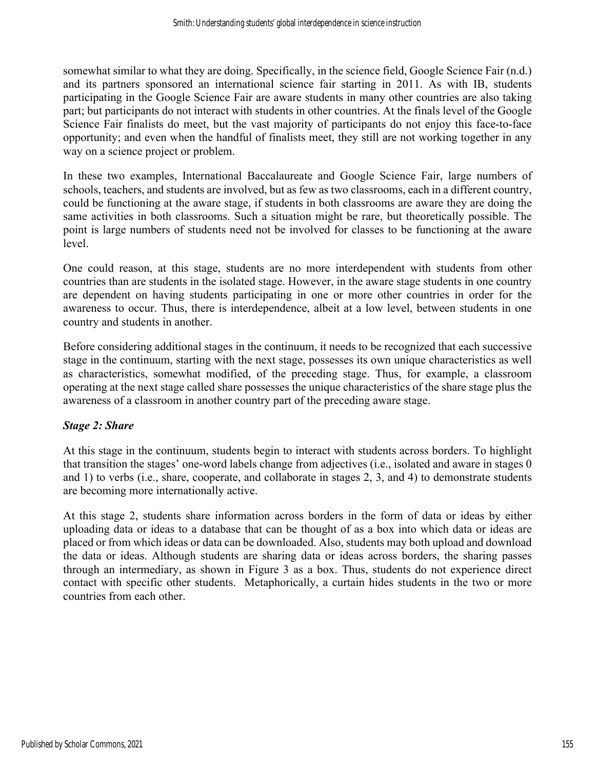somewhat similar to what they are doing. Specifically, in the science field, Google Science Fair (n.d.) and its partners sponsored an international science fair starting in 2011. As with IB, students participating in the Google Science Fair are aware students in many other countries are also taking part; but participants do not interact with students in other countries. At the finals level of the Google Science Fair finalists do meet, but the vast majority of participants do not enjoy this face-to-face opportunity; and even when the handful of finalists meet, they still are not working together in any way on a science project or problem.

In these two examples, International Baccalaureate and Google Science Fair, large numbers of schools, teachers, and students are involved, but as few as two classrooms, each in a different country, could be functioning at the aware stage, if students in both classrooms are aware they are doing the same activities in both classrooms. Such a situation might be rare, but theoretically possible. The point is large numbers of students need not be involved for classes to be functioning at the aware level.

One could reason, at this stage, students are no more interdependent with students from other countries than are students in the isolated stage. However, in the aware stage students in one country are dependent on having students participating in one or more other countries in order for the awareness to occur. Thus, there is interdependence, albeit at a low level, between students in one country and students in another.

Before considering additional stages in the continuum, it needs to be recognized that each successive stage in the continuum, starting with the next stage, possesses its own unique characteristics as well as characteristics, somewhat modified, of the preceding stage. Thus, for example, a classroom operating at the next stage called share possesses the unique characteristics of the share stage plus the awareness of a classroom in another country part of the preceding aware stage.

### *Stage 2: Share*

At this stage in the continuum, students begin to interact with students across borders. To highlight that transition the stages' one-word labels change from adjectives (i.e., isolated and aware in stages 0 and 1) to verbs (i.e., share, cooperate, and collaborate in stages 2, 3, and 4) to demonstrate students are becoming more internationally active.

At this stage 2, students share information across borders in the form of data or ideas by either uploading data or ideas to a database that can be thought of as a box into which data or ideas are placed or from which ideas or data can be downloaded. Also, students may both upload and download the data or ideas. Although students are sharing data or ideas across borders, the sharing passes through an intermediary, as shown in Figure 3 as a box. Thus, students do not experience direct contact with specific other students. Metaphorically, a curtain hides students in the two or more countries from each other.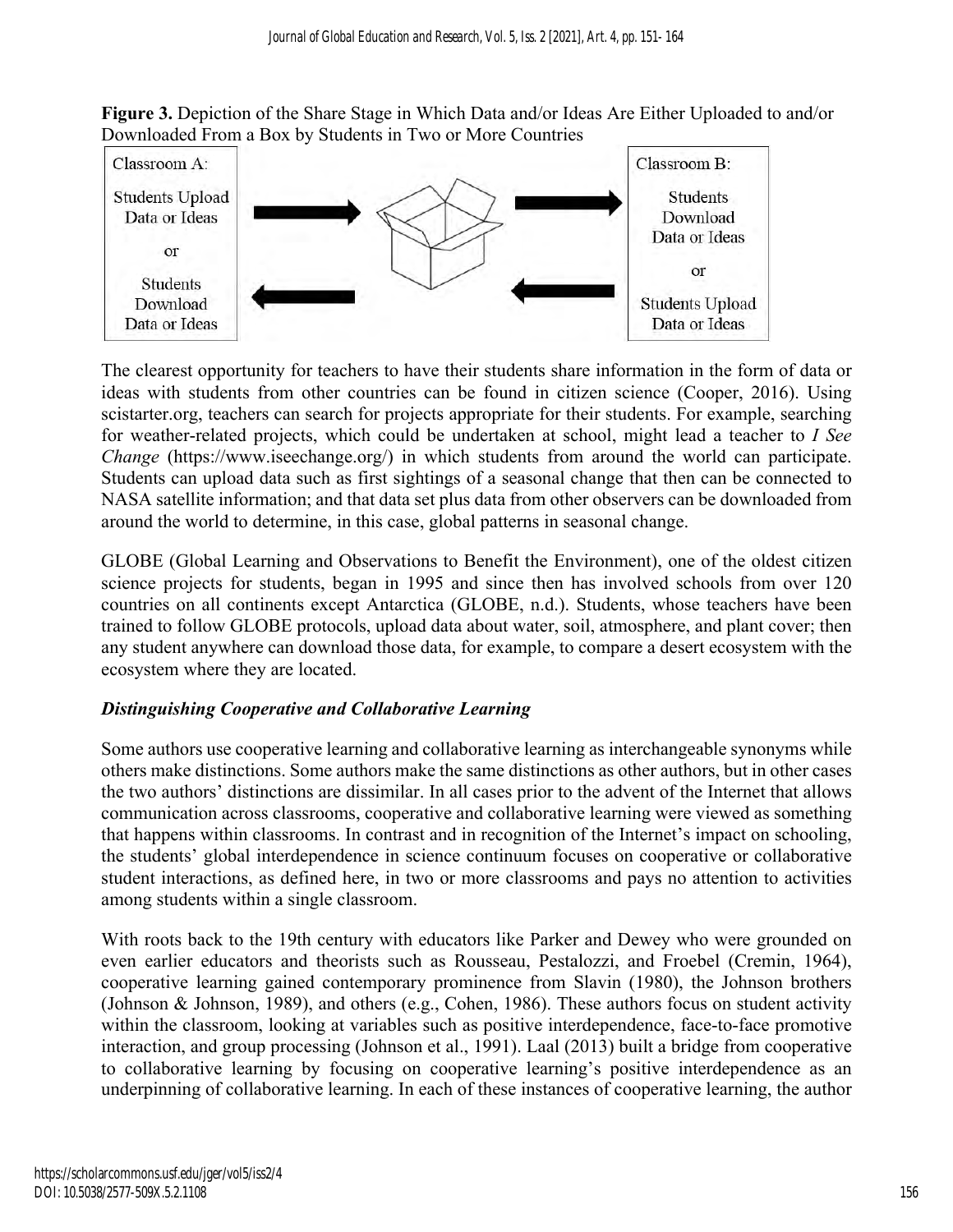**Figure 3.** Depiction of the Share Stage in Which Data and/or Ideas Are Either Uploaded to and/or Downloaded From a Box by Students in Two or More Countries

Classroom A: Students Upload Data or Ideas or Students Download Data or Ideas

Classroom B: Students Download Data or Ideas or Students Upload Data or Ideas

The clearest opportunity for teachers to have their students share information in the form of data or ideas with students from other countries can be found in citizen science (Cooper, 2016). Using scistarter.org, teachers can search for projects appropriate for their students. For example, searching for weather-related projects, which could be undertaken at school, might lead a teacher to *I See Change* (https://www.iseechange.org/) in which students from around the world can participate. Students can upload data such as first sightings of a seasonal change that then can be connected to NASA satellite information; and that data set plus data from other observers can be downloaded from around the world to determine, in this case, global patterns in seasonal change.

GLOBE (Global Learning and Observations to Benefit the Environment), one of the oldest citizen science projects for students, began in 1995 and since then has involved schools from over 120 countries on all continents except Antarctica (GLOBE, n.d.). Students, whose teachers have been trained to follow GLOBE protocols, upload data about water, soil, atmosphere, and plant cover; then any student anywhere can download those data, for example, to compare a desert ecosystem with the ecosystem where they are located.

### *Distinguishing Cooperative and Collaborative Learning*

Some authors use cooperative learning and collaborative learning as interchangeable synonyms while others make distinctions. Some authors make the same distinctions as other authors, but in other cases the two authors' distinctions are dissimilar. In all cases prior to the advent of the Internet that allows communication across classrooms, cooperative and collaborative learning were viewed as something that happens within classrooms. In contrast and in recognition of the Internet's impact on schooling, the students' global interdependence in science continuum focuses on cooperative or collaborative student interactions, as defined here, in two or more classrooms and pays no attention to activities among students within a single classroom.

With roots back to the 19th century with educators like Parker and Dewey who were grounded on even earlier educators and theorists such as Rousseau, Pestalozzi, and Froebel (Cremin, 1964), cooperative learning gained contemporary prominence from Slavin (1980), the Johnson brothers (Johnson & Johnson, 1989), and others (e.g., Cohen, 1986). These authors focus on student activity within the classroom, looking at variables such as positive interdependence, face-to-face promotive interaction, and group processing (Johnson et al., 1991). Laal (2013) built a bridge from cooperative to collaborative learning by focusing on cooperative learning's positive interdependence as an underpinning of collaborative learning. In each of these instances of cooperative learning, the author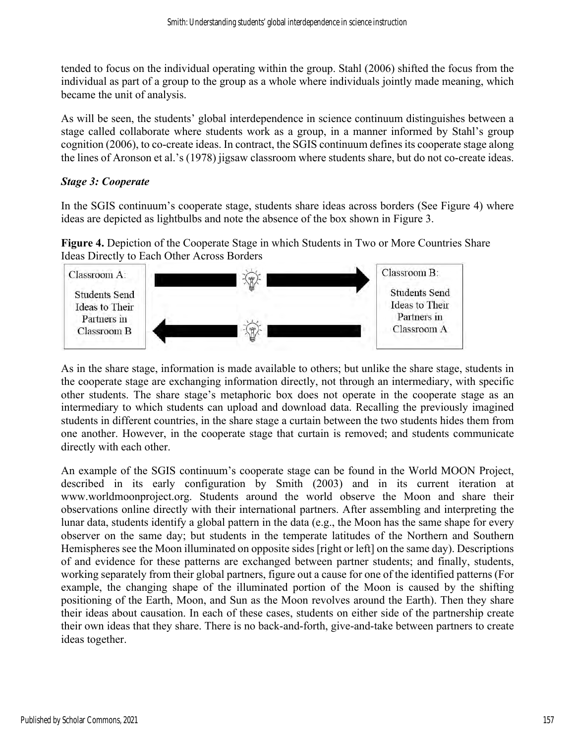tended to focus on the individual operating within the group. Stahl (2006) shifted the focus from the individual as part of a group to the group as a whole where individuals jointly made meaning, which became the unit of analysis.

As will be seen, the students' global interdependence in science continuum distinguishes between a stage called collaborate where students work as a group, in a manner informed by Stahl's group cognition (2006), to co-create ideas. In contract, the SGIS continuum defines its cooperate stage along the lines of Aronson et al.'s (1978) jigsaw classroom where students share, but do not co-create ideas.

### *Stage 3: Cooperate*

In the SGIS continuum's cooperate stage, students share ideas across borders (See Figure 4) where ideas are depicted as lightbulbs and note the absence of the box shown in Figure 3.

**Figure 4.** Depiction of the Cooperate Stage in which Students in Two or More Countries Share Ideas Directly to Each Other Across Borders

Classroom A: Students Send Ideas to Their Partners in Classroom B

Classroom B: Students Send Ideas to Their Partners in Classroom A

As in the share stage, information is made available to others; but unlike the share stage, students in the cooperate stage are exchanging information directly, not through an intermediary, with specific other students. The share stage's metaphoric box does not operate in the cooperate stage as an intermediary to which students can upload and download data. Recalling the previously imagined students in different countries, in the share stage a curtain between the two students hides them from one another. However, in the cooperate stage that curtain is removed; and students communicate directly with each other.

An example of the SGIS continuum's cooperate stage can be found in the World MOON Project, described in its early configuration by Smith (2003) and in its current iteration at www.worldmoonproject.org. Students around the world observe the Moon and share their observations online directly with their international partners. After assembling and interpreting the lunar data, students identify a global pattern in the data (e.g., the Moon has the same shape for every observer on the same day; but students in the temperate latitudes of the Northern and Southern Hemispheres see the Moon illuminated on opposite sides [right or left] on the same day). Descriptions of and evidence for these patterns are exchanged between partner students; and finally, students, working separately from their global partners, figure out a cause for one of the identified patterns (For example, the changing shape of the illuminated portion of the Moon is caused by the shifting positioning of the Earth, Moon, and Sun as the Moon revolves around the Earth). Then they share their ideas about causation. In each of these cases, students on either side of the partnership create their own ideas that they share. There is no back-and-forth, give-and-take between partners to create ideas together.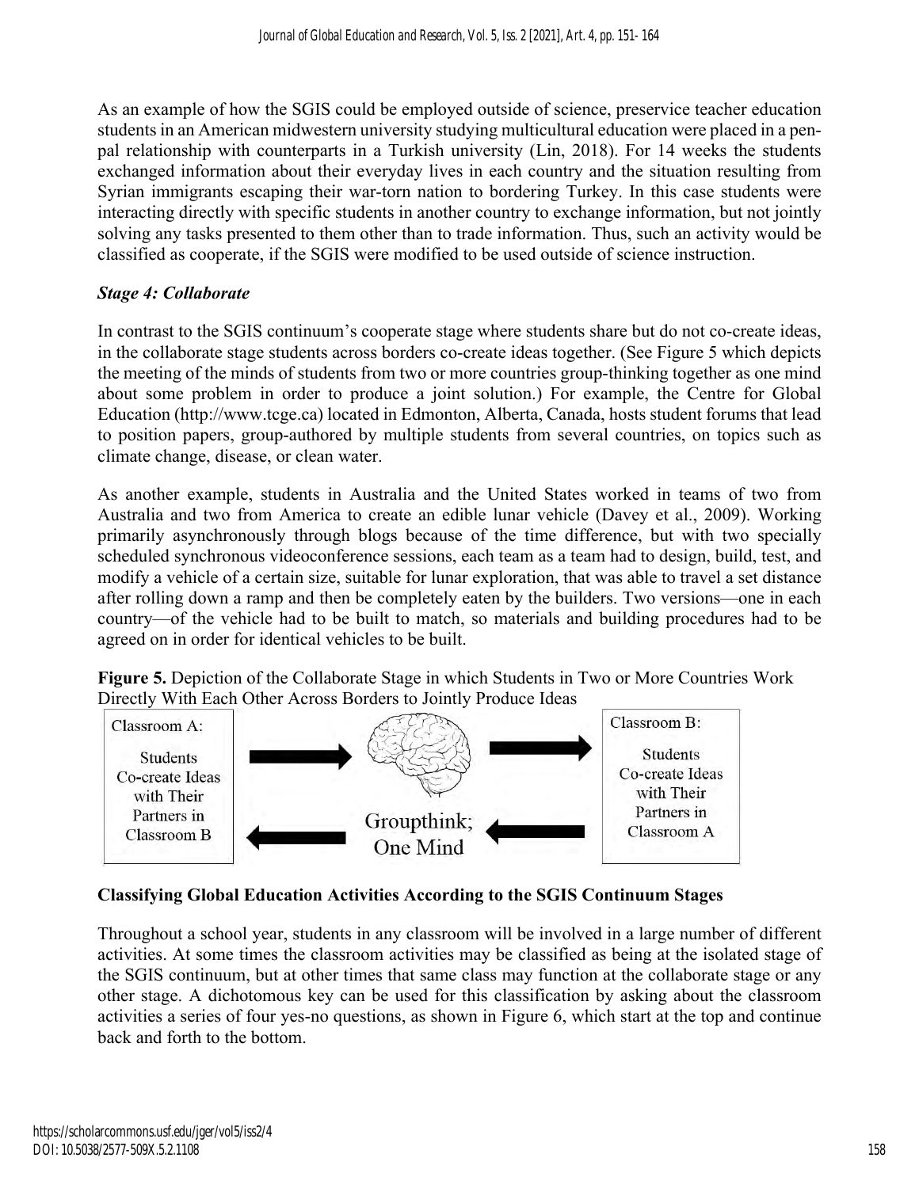As an example of how the SGIS could be employed outside of science, preservice teacher education students in an American midwestern university studying multicultural education were placed in a pen-pal relationship with counterparts in a Turkish university (Lin, 2018). For 14 weeks the students exchanged information about their everyday lives in each country and the situation resulting from Syrian immigrants escaping their war-torn nation to bordering Turkey. In this case students were interacting directly with specific students in another country to exchange information, but not jointly solving any tasks presented to them other than to trade information. Thus, such an activity would be classified as cooperate, if the SGIS were modified to be used outside of science instruction.

### *Stage 4: Collaborate*

In contrast to the SGIS continuum's cooperate stage where students share but do not co-create ideas, in the collaborate stage students across borders co-create ideas together. (See Figure 5 which depicts the meeting of the minds of students from two or more countries group-thinking together as one mind about some problem in order to produce a joint solution.) For example, the Centre for Global Education (http://www.tcge.ca) located in Edmonton, Alberta, Canada, hosts student forums that lead to position papers, group-authored by multiple students from several countries, on topics such as climate change, disease, or clean water.

As another example, students in Australia and the United States worked in teams of two from Australia and two from America to create an edible lunar vehicle (Davey et al., 2009). Working primarily asynchronously through blogs because of the time difference, but with two specially scheduled synchronous videoconference sessions, each team as a team had to design, build, test, and modify a vehicle of a certain size, suitable for lunar exploration, that was able to travel a set distance after rolling down a ramp and then be completely eaten by the builders. Two versions—one in each country—of the vehicle had to be built to match, so materials and building procedures had to be agreed on in order for identical vehicles to be built.

**Figure 5.** Depiction of the Collaborate Stage in which Students in Two or More Countries Work Directly With Each Other Across Borders to Jointly Produce Ideas

Classroom A: Students Co-create Ideas with Their Partners in Classroom B

Groupthink; One Mind

Classroom B: Students Co-create Ideas with Their Partners in Classroom A

## Classifying Global Education Activities According to the SGIS Continuum Stages

Throughout a school year, students in any classroom will be involved in a large number of different activities. At some times the classroom activities may be classified as being at the isolated stage of the SGIS continuum, but at other times that same class may function at the collaborate stage or any other stage. A dichotomous key can be used for this classification by asking about the classroom activities a series of four yes-no questions, as shown in Figure 6, which start at the top and continue back and forth to the bottom.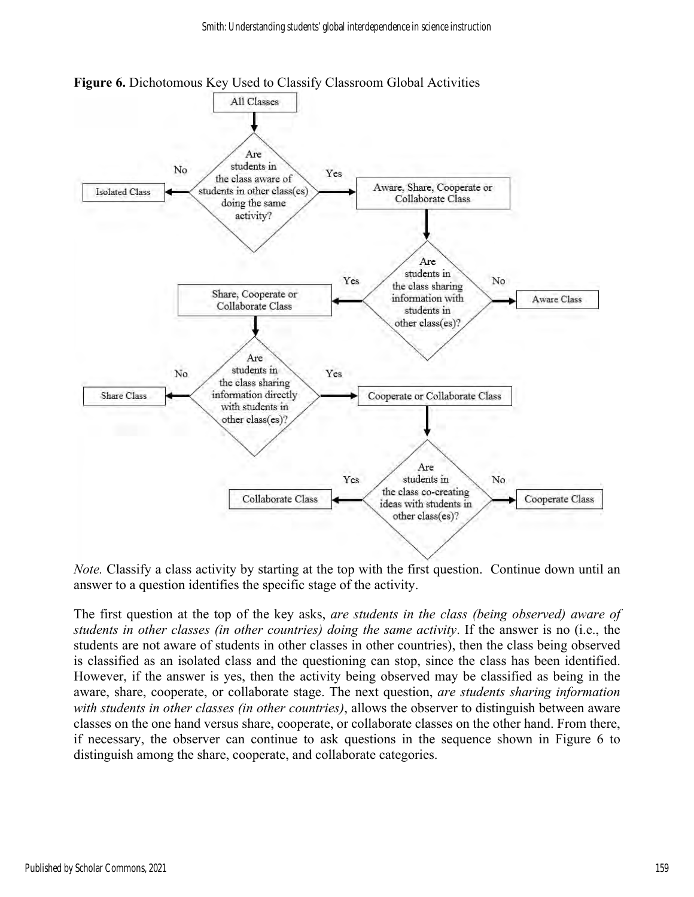**Figure 6.** Dichotomous Key Used to Classify Classroom Global Activities

*Note.* Classify a class activity by starting at the top with the first question. Continue down until an answer to a question identifies the specific stage of the activity.

The first question at the top of the key asks, *are students in the class (being observed) aware of students in other classes (in other countries) doing the same activity*. If the answer is no (i.e., the students are not aware of students in other classes in other countries), then the class being observed is classified as an isolated class and the questioning can stop, since the class has been identified. However, if the answer is yes, then the activity being observed may be classified as being in the aware, share, cooperate, or collaborate stage. The next question, *are students sharing information with students in other classes (in other countries)*, allows the observer to distinguish between aware classes on the one hand versus share, cooperate, or collaborate classes on the other hand. From there, if necessary, the observer can continue to ask questions in the sequence shown in Figure 6 to distinguish among the share, cooperate, and collaborate categories.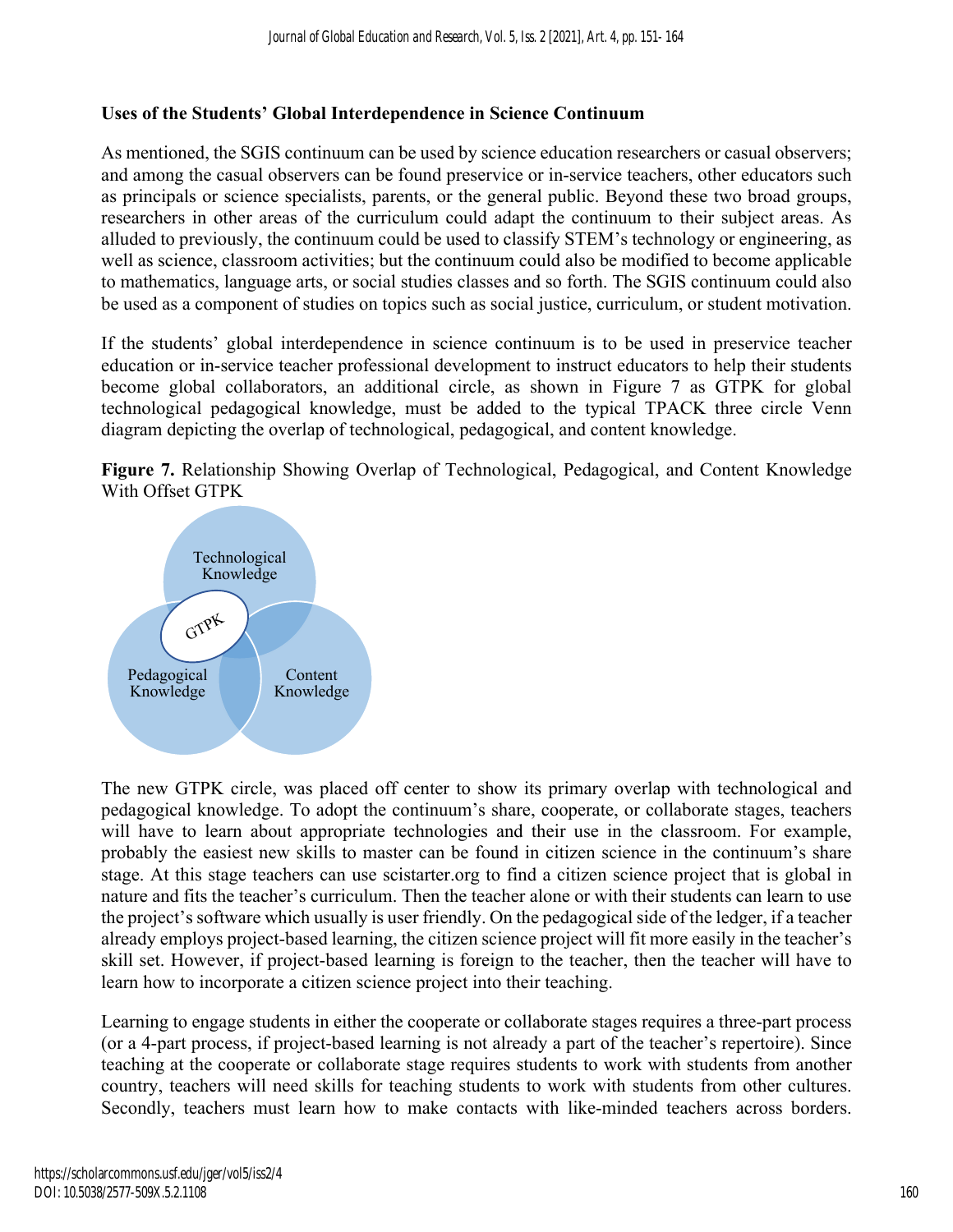**Uses of the Students' Global Interdependence in Science Continuum**

As mentioned, the SGIS continuum can be used by science education researchers or casual observers; and among the casual observers can be found preservice or in-service teachers, other educators such as principals or science specialists, parents, or the general public. Beyond these two broad groups, researchers in other areas of the curriculum could adapt the continuum to their subject areas. As alluded to previously, the continuum could be used to classify STEM's technology or engineering, as well as science, classroom activities; but the continuum could also be modified to become applicable to mathematics, language arts, or social studies classes and so forth. The SGIS continuum could also be used as a component of studies on topics such as social justice, curriculum, or student motivation.

If the students' global interdependence in science continuum is to be used in preservice teacher education or in-service teacher professional development to instruct educators to help their students become global collaborators, an additional circle, as shown in Figure 7 as GTPK for global technological pedagogical knowledge, must be added to the typical TPACK three circle Venn diagram depicting the overlap of technological, pedagogical, and content knowledge.

**Figure 7.** Relationship Showing Overlap of Technological, Pedagogical, and Content Knowledge With Offset GTPK

Technological Knowledge

GTPK

Pedagogical Knowledge

Content Knowledge

The new GTPK circle, was placed off center to show its primary overlap with technological and pedagogical knowledge. To adopt the continuum's share, cooperate, or collaborate stages, teachers will have to learn about appropriate technologies and their use in the classroom. For example, probably the easiest new skills to master can be found in citizen science in the continuum's share stage. At this stage teachers can use scistarter.org to find a citizen science project that is global in nature and fits the teacher's curriculum. Then the teacher alone or with their students can learn to use the project's software which usually is user friendly. On the pedagogical side of the ledger, if a teacher already employs project-based learning, the citizen science project will fit more easily in the teacher's skill set. However, if project-based learning is foreign to the teacher, then the teacher will have to learn how to incorporate a citizen science project into their teaching.

Learning to engage students in either the cooperate or collaborate stages requires a three-part process (or a 4-part process, if project-based learning is not already a part of the teacher's repertoire). Since teaching at the cooperate or collaborate stage requires students to work with students from another country, teachers will need skills for teaching students to work with students from other cultures. Secondly, teachers must learn how to make contacts with like-minded teachers across borders.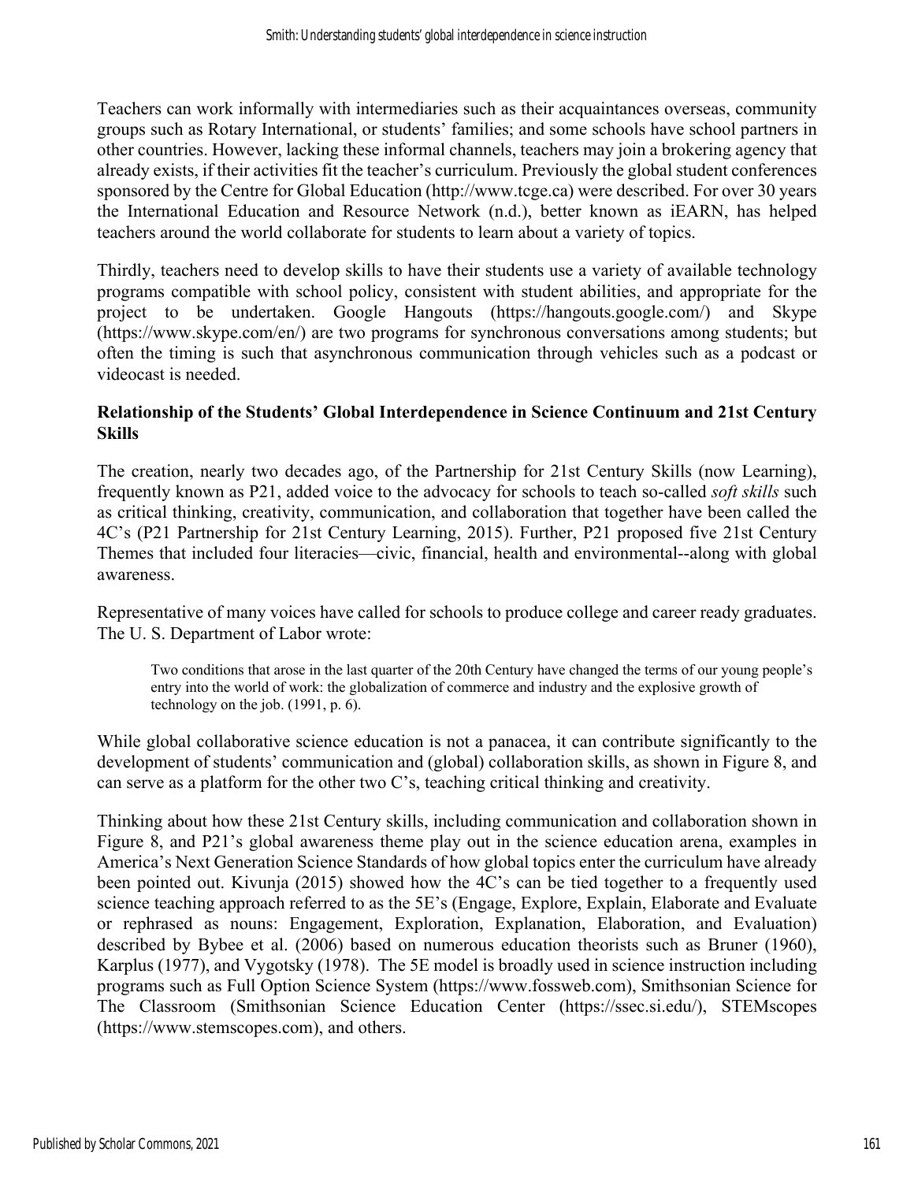Teachers can work informally with intermediaries such as their acquaintances overseas, community groups such as Rotary International, or students' families; and some schools have school partners in other countries. However, lacking these informal channels, teachers may join a brokering agency that already exists, if their activities fit the teacher's curriculum. Previously the global student conferences sponsored by the Centre for Global Education (http://www.tcge.ca) were described. For over 30 years the International Education and Resource Network (n.d.), better known as iEARN, has helped teachers around the world collaborate for students to learn about a variety of topics.

Thirdly, teachers need to develop skills to have their students use a variety of available technology programs compatible with school policy, consistent with student abilities, and appropriate for the project to be undertaken. Google Hangouts (https://hangouts.google.com/) and Skype (https://www.skype.com/en/) are two programs for synchronous conversations among students; but often the timing is such that asynchronous communication through vehicles such as a podcast or videocast is needed.

### Relationship of the Students' Global Interdependence in Science Continuum and 21st Century Skills

The creation, nearly two decades ago, of the Partnership for 21st Century Skills (now Learning), frequently known as P21, added voice to the advocacy for schools to teach so-called *soft skills* such as critical thinking, creativity, communication, and collaboration that together have been called the 4C's (P21 Partnership for 21st Century Learning, 2015). Further, P21 proposed five 21st Century Themes that included four literacies—civic, financial, health and environmental--along with global awareness.

Representative of many voices have called for schools to produce college and career ready graduates. The U. S. Department of Labor wrote:

> Two conditions that arose in the last quarter of the 20th Century have changed the terms of our young people's entry into the world of work: the globalization of commerce and industry and the explosive growth of technology on the job. (1991, p. 6).

While global collaborative science education is not a panacea, it can contribute significantly to the development of students' communication and (global) collaboration skills, as shown in Figure 8, and can serve as a platform for the other two C's, teaching critical thinking and creativity.

Thinking about how these 21st Century skills, including communication and collaboration shown in Figure 8, and P21's global awareness theme play out in the science education arena, examples in America's Next Generation Science Standards of how global topics enter the curriculum have already been pointed out. Kivunja (2015) showed how the 4C's can be tied together to a frequently used science teaching approach referred to as the 5E's (Engage, Explore, Explain, Elaborate and Evaluate or rephrased as nouns: Engagement, Exploration, Explanation, Elaboration, and Evaluation) described by Bybee et al. (2006) based on numerous education theorists such as Bruner (1960), Karplus (1977), and Vygotsky (1978). The 5E model is broadly used in science instruction including programs such as Full Option Science System (https://www.fossweb.com), Smithsonian Science for The Classroom (Smithsonian Science Education Center (https://ssec.si.edu/), STEMscopes (https://www.stemscopes.com), and others.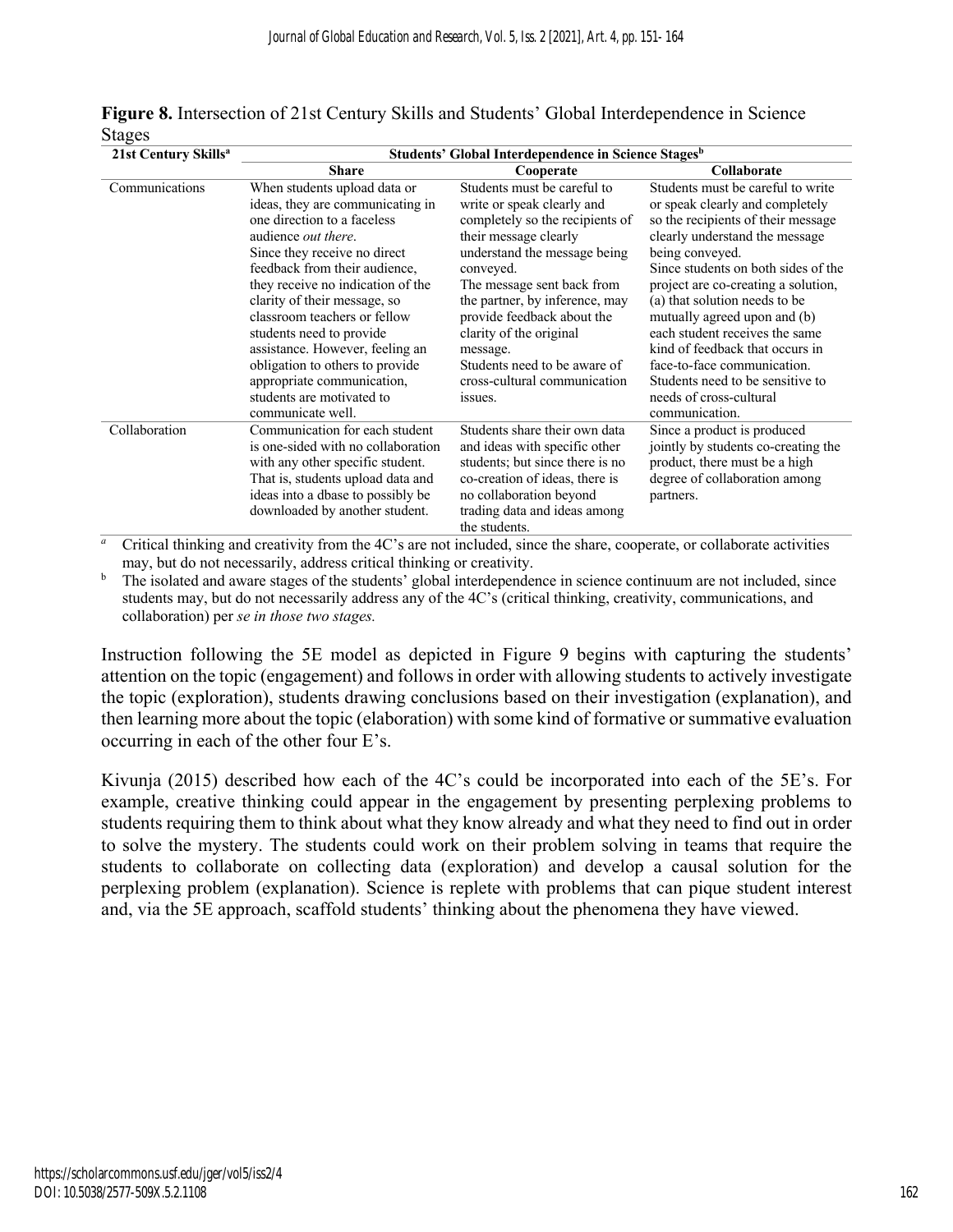**Figure 8.** Intersection of 21st Century Skills and Students' Global Interdependence in Science Stages

| 21st Century Skills[a] | Students' Global Interdependence in Science Stages[b] | | |
|---|---|---|---|
| | **Share** | **Cooperate** | **Collaborate** |
| Communications | When students upload data or ideas, they are communicating in one direction to a faceless audience *out there*. Since they receive no direct feedback from their audience, they receive no indication of the clarity of their message, so classroom teachers or fellow students need to provide assistance. However, feeling an obligation to others to provide appropriate communication, students are motivated to communicate well. | Students must be careful to write or speak clearly and completely so the recipients of their message clearly understand the message being conveyed. The message sent back from the partner, by inference, may provide feedback about the clarity of the original message. Students need to be aware of cross-cultural communication issues. | Students must be careful to write or speak clearly and completely so the recipients of their message clearly understand the message being conveyed. Since students on both sides of the project are co-creating a solution, (a) that solution needs to be mutually agreed upon and (b) each student receives the same kind of feedback that occurs in face-to-face communication. Students need to be sensitive to needs of cross-cultural communication. |
| Collaboration | Communication for each student is one-sided with no collaboration with any other specific student. That is, students upload data and ideas into a dbase to possibly be downloaded by another student. | Students share their own data and ideas with specific other students; but since there is no co-creation of ideas, there is no collaboration beyond trading data and ideas among the students. | Since a product is produced jointly by students co-creating the product, there must be a high degree of collaboration among partners. |

[a] Critical thinking and creativity from the 4C's are not included, since the share, cooperate, or collaborate activities may, but do not necessarily, address critical thinking or creativity.

[b] The isolated and aware stages of the students' global interdependence in science continuum are not included, since students may, but do not necessarily address any of the 4C's (critical thinking, creativity, communications, and collaboration) per *se in those two stages.*

Instruction following the 5E model as depicted in Figure 9 begins with capturing the students' attention on the topic (engagement) and follows in order with allowing students to actively investigate the topic (exploration), students drawing conclusions based on their investigation (explanation), and then learning more about the topic (elaboration) with some kind of formative or summative evaluation occurring in each of the other four E's.

Kivunja (2015) described how each of the 4C's could be incorporated into each of the 5E's. For example, creative thinking could appear in the engagement by presenting perplexing problems to students requiring them to think about what they know already and what they need to find out in order to solve the mystery. The students could work on their problem solving in teams that require the students to collaborate on collecting data (exploration) and develop a causal solution for the perplexing problem (explanation). Science is replete with problems that can pique student interest and, via the 5E approach, scaffold students' thinking about the phenomena they have viewed.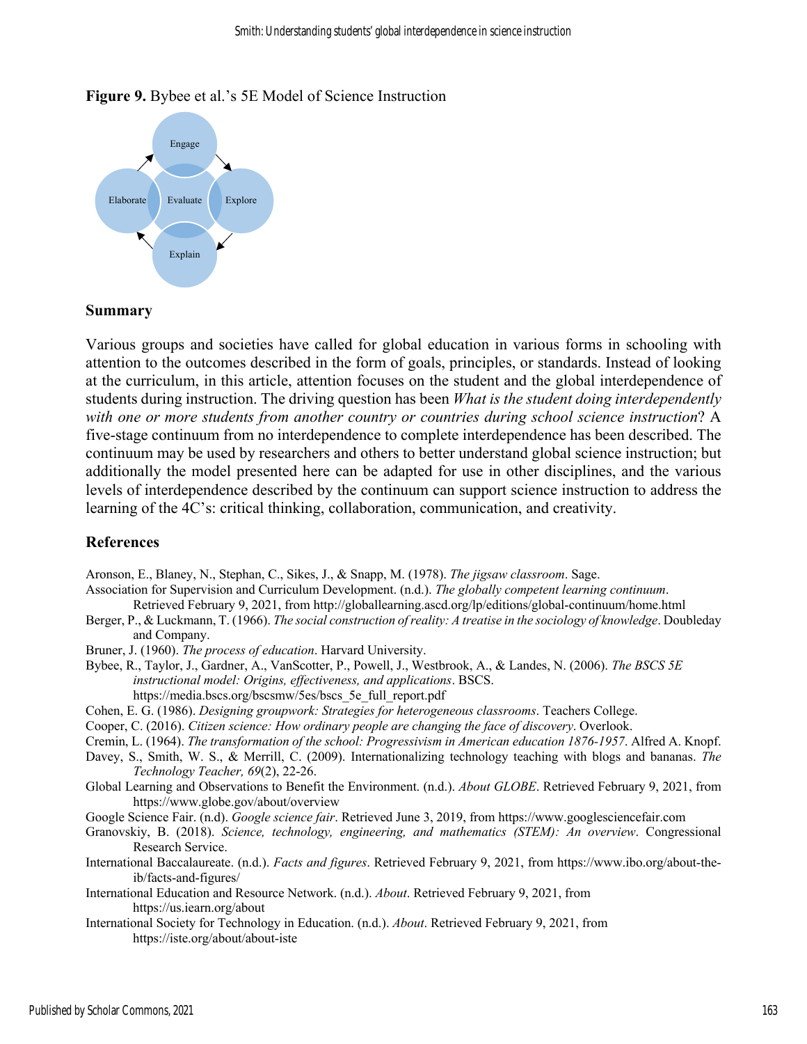**Figure 9.** Bybee et al.'s 5E Model of Science Instruction

Engage

Elaborate Evaluate Explore

Explain

## Summary

Various groups and societies have called for global education in various forms in schooling with attention to the outcomes described in the form of goals, principles, or standards. Instead of looking at the curriculum, in this article, attention focuses on the student and the global interdependence of students during instruction. The driving question has been *What is the student doing interdependently with one or more students from another country or countries during school science instruction*? A five-stage continuum from no interdependence to complete interdependence has been described. The continuum may be used by researchers and others to better understand global science instruction; but additionally the model presented here can be adapted for use in other disciplines, and the various levels of interdependence described by the continuum can support science instruction to address the learning of the 4C's: critical thinking, collaboration, communication, and creativity.

## References

Aronson, E., Blaney, N., Stephan, C., Sikes, J., & Snapp, M. (1978). *The jigsaw classroom*. Sage.

Association for Supervision and Curriculum Development. (n.d.). *The globally competent learning continuum*. Retrieved February 9, 2021, from http://globallearning.ascd.org/lp/editions/global-continuum/home.html

Berger, P., & Luckmann, T. (1966). *The social construction of reality: A treatise in the sociology of knowledge*. Doubleday and Company.

Bruner, J. (1960). *The process of education*. Harvard University.

Bybee, R., Taylor, J., Gardner, A., VanScotter, P., Powell, J., Westbrook, A., & Landes, N. (2006). *The BSCS 5E instructional model: Origins, effectiveness, and applications*. BSCS. https://media.bscs.org/bscsmw/5es/bscs_5e_full_report.pdf

Cohen, E. G. (1986). *Designing groupwork: Strategies for heterogeneous classrooms*. Teachers College.

Cooper, C. (2016). *Citizen science: How ordinary people are changing the face of discovery*. Overlook.

Cremin, L. (1964). *The transformation of the school: Progressivism in American education 1876-1957*. Alfred A. Knopf.

Davey, S., Smith, W. S., & Merrill, C. (2009). Internationalizing technology teaching with blogs and bananas. *The Technology Teacher, 69*(2), 22-26.

Global Learning and Observations to Benefit the Environment. (n.d.). *About GLOBE*. Retrieved February 9, 2021, from https://www.globe.gov/about/overview

Google Science Fair. (n.d). *Google science fair*. Retrieved June 3, 2019, from https://www.googlesciencefair.com

Granovskiy, B. (2018). *Science, technology, engineering, and mathematics (STEM): An overview*. Congressional Research Service.

International Baccalaureate. (n.d.). *Facts and figures*. Retrieved February 9, 2021, from https://www.ibo.org/about-the-ib/facts-and-figures/

International Education and Resource Network. (n.d.). *About*. Retrieved February 9, 2021, from https://us.iearn.org/about

International Society for Technology in Education. (n.d.). *About*. Retrieved February 9, 2021, from https://iste.org/about/about-iste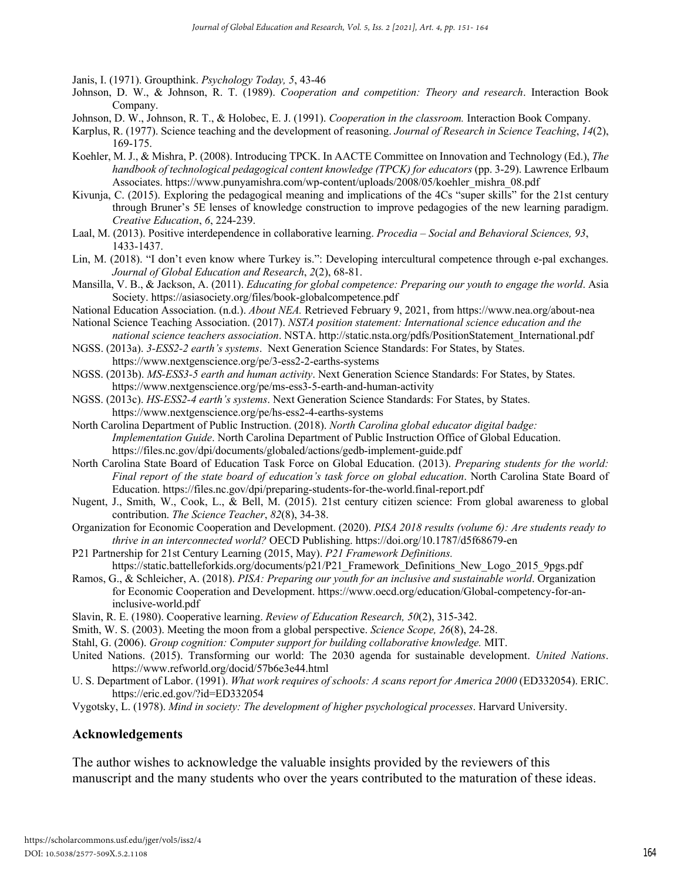Janis, I. (1971). Groupthink. *Psychology Today, 5*, 43-46

Johnson, D. W., & Johnson, R. T. (1989). *Cooperation and competition: Theory and research*. Interaction Book Company.

Johnson, D. W., Johnson, R. T., & Holobec, E. J. (1991). *Cooperation in the classroom.* Interaction Book Company.

Karplus, R. (1977). Science teaching and the development of reasoning. *Journal of Research in Science Teaching*, *14*(2), 169-175.

Koehler, M. J., & Mishra, P. (2008). Introducing TPCK. In AACTE Committee on Innovation and Technology (Ed.), *The handbook of technological pedagogical content knowledge (TPCK) for educators* (pp. 3-29). Lawrence Erlbaum Associates. https://www.punyamishra.com/wp-content/uploads/2008/05/koehler_mishra_08.pdf

Kivunja, C. (2015). Exploring the pedagogical meaning and implications of the 4Cs "super skills" for the 21st century through Bruner's 5E lenses of knowledge construction to improve pedagogies of the new learning paradigm. *Creative Education*, *6*, 224-239.

Laal, M. (2013). Positive interdependence in collaborative learning. *Procedia – Social and Behavioral Sciences, 93*, 1433-1437.

Lin, M. (2018). "I don't even know where Turkey is.": Developing intercultural competence through e-pal exchanges. *Journal of Global Education and Research*, *2*(2), 68-81.

Mansilla, V. B., & Jackson, A. (2011). *Educating for global competence: Preparing our youth to engage the world*. Asia Society. https://asiasociety.org/files/book-globalcompetence.pdf

National Education Association. (n.d.). *About NEA.* Retrieved February 9, 2021, from https://www.nea.org/about-nea

National Science Teaching Association. (2017). *NSTA position statement: International science education and the national science teachers association*. NSTA. http://static.nsta.org/pdfs/PositionStatement_International.pdf

NGSS. (2013a). *3-ESS2-2 earth's systems*. Next Generation Science Standards: For States, by States. https://www.nextgenscience.org/pe/3-ess2-2-earths-systems

NGSS. (2013b). *MS-ESS3-5 earth and human activity*. Next Generation Science Standards: For States, by States. https://www.nextgenscience.org/pe/ms-ess3-5-earth-and-human-activity

NGSS. (2013c). *HS-ESS2-4 earth's systems*. Next Generation Science Standards: For States, by States. https://www.nextgenscience.org/pe/hs-ess2-4-earths-systems

North Carolina Department of Public Instruction. (2018). *North Carolina global educator digital badge: Implementation Guide*. North Carolina Department of Public Instruction Office of Global Education. https://files.nc.gov/dpi/documents/globaled/actions/gedb-implement-guide.pdf

North Carolina State Board of Education Task Force on Global Education. (2013). *Preparing students for the world: Final report of the state board of education's task force on global education*. North Carolina State Board of Education. https://files.nc.gov/dpi/preparing-students-for-the-world.final-report.pdf

Nugent, J., Smith, W., Cook, L., & Bell, M. (2015). 21st century citizen science: From global awareness to global contribution. *The Science Teacher*, *82*(8), 34-38.

Organization for Economic Cooperation and Development. (2020). *PISA 2018 results (volume 6): Are students ready to thrive in an interconnected world?* OECD Publishing. https://doi.org/10.1787/d5f68679-en

P21 Partnership for 21st Century Learning (2015, May). *P21 Framework Definitions.* https://static.battelleforkids.org/documents/p21/P21_Framework_Definitions_New_Logo_2015_9pgs.pdf

Ramos, G., & Schleicher, A. (2018). *PISA: Preparing our youth for an inclusive and sustainable world*. Organization for Economic Cooperation and Development. https://www.oecd.org/education/Global-competency-for-an-inclusive-world.pdf

Slavin, R. E. (1980). Cooperative learning. *Review of Education Research, 50*(2), 315-342.

Smith, W. S. (2003). Meeting the moon from a global perspective. *Science Scope, 26*(8), 24-28.

Stahl, G. (2006). *Group cognition: Computer support for building collaborative knowledge.* MIT.

United Nations. (2015). Transforming our world: The 2030 agenda for sustainable development. *United Nations*. https://www.refworld.org/docid/57b6e3e44.html

U. S. Department of Labor. (1991). *What work requires of schools: A scans report for America 2000* (ED332054). ERIC. https://eric.ed.gov/?id=ED332054

Vygotsky, L. (1978). *Mind in society: The development of higher psychological processes*. Harvard University.

## Acknowledgements

The author wishes to acknowledge the valuable insights provided by the reviewers of this manuscript and the many students who over the years contributed to the maturation of these ideas.